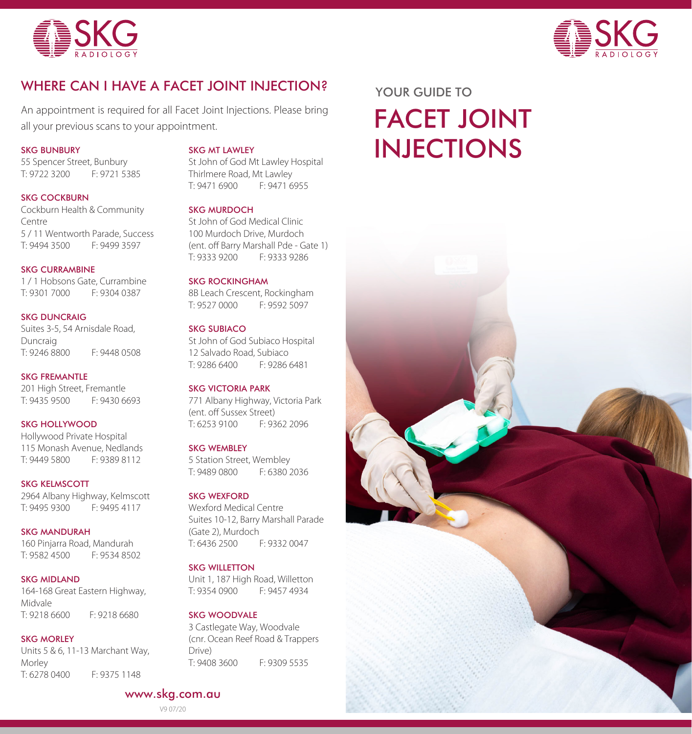SKG RADIOLOGY

## WHERE CAN I HAVE A FACET JOINT INJECTION?

An appointment is required for all Facet Joint Injections. Please bring all your previous scans to your appointment.

**SKG BUNBURY**
55 Spencer Street, Bunbury
T: 9722 3200 F: 9721 5385

**SKG COCKBURN**
Cockburn Health & Community Centre
5 / 11 Wentworth Parade, Success
T: 9494 3500 F: 9499 3597

**SKG CURRAMBINE**
1 / 1 Hobsons Gate, Currambine
T: 9301 7000 F: 9304 0387

**SKG DUNCRAIG**
Suites 3-5, 54 Arnisdale Road, Duncraig
T: 9246 8800 F: 9448 0508

**SKG FREMANTLE**
201 High Street, Fremantle
T: 9435 9500 F: 9430 6693

**SKG HOLLYWOOD**
Hollywood Private Hospital
115 Monash Avenue, Nedlands
T: 9449 5800 F: 9389 8112

**SKG KELMSCOTT**
2964 Albany Highway, Kelmscott
T: 9495 9300 F: 9495 4117

**SKG MANDURAH**
160 Pinjarra Road, Mandurah
T: 9582 4500 F: 9534 8502

**SKG MIDLAND**
164-168 Great Eastern Highway, Midvale
T: 9218 6600 F: 9218 6680

**SKG MORLEY**
Units 5 & 6, 11-13 Marchant Way, Morley
T: 6278 0400 F: 9375 1148

**SKG MT LAWLEY**
St John of God Mt Lawley Hospital
Thirlmere Road, Mt Lawley
T: 9471 6900 F: 9471 6955

**SKG MURDOCH**
St John of God Medical Clinic
100 Murdoch Drive, Murdoch
(ent. off Barry Marshall Pde - Gate 1)
T: 9333 9200 F: 9333 9286

**SKG ROCKINGHAM**
8B Leach Crescent, Rockingham
T: 9527 0000 F: 9592 5097

**SKG SUBIACO**
St John of God Subiaco Hospital
12 Salvado Road, Subiaco
T: 9286 6400 F: 9286 6481

**SKG VICTORIA PARK**
771 Albany Highway, Victoria Park
(ent. off Sussex Street)
T: 6253 9100 F: 9362 2096

**SKG WEMBLEY**
5 Station Street, Wembley
T: 9489 0800 F: 6380 2036

**SKG WEXFORD**
Wexford Medical Centre
Suites 10-12, Barry Marshall Parade (Gate 2), Murdoch
T: 6436 2500 F: 9332 0047

**SKG WILLETTON**
Unit 1, 187 High Road, Willetton
T: 9354 0900 F: 9457 4934

**SKG WOODVALE**
3 Castlegate Way, Woodvale
(cnr. Ocean Reef Road & Trappers Drive)
T: 9408 3600 F: 9309 5535

www.skg.com.au

V9 07/20

SKG RADIOLOGY

YOUR GUIDE TO

# FACET JOINT INJECTIONS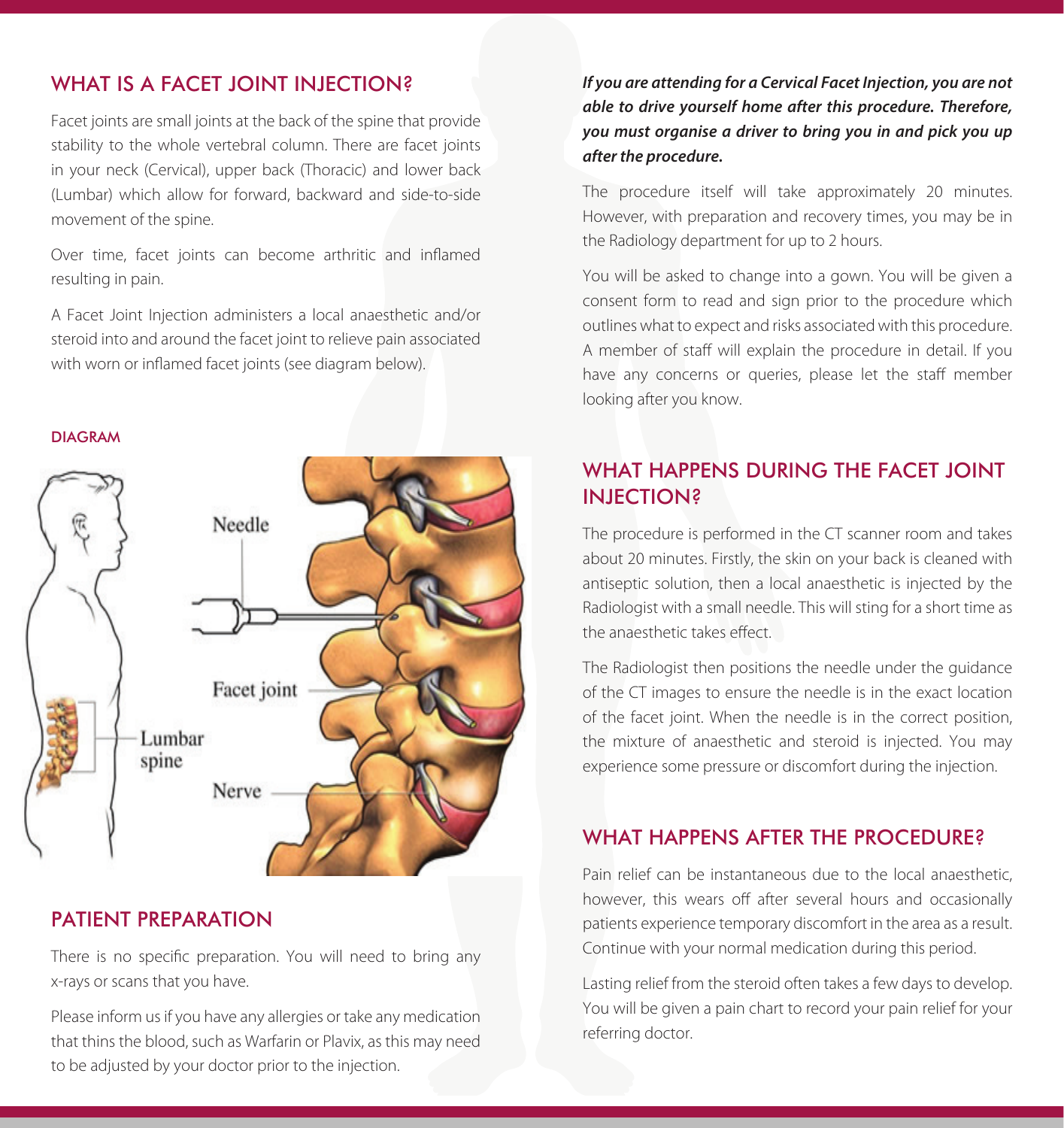## WHAT IS A FACET JOINT INJECTION?

Facet joints are small joints at the back of the spine that provide stability to the whole vertebral column. There are facet joints in your neck (Cervical), upper back (Thoracic) and lower back (Lumbar) which allow for forward, backward and side-to-side movement of the spine.

Over time, facet joints can become arthritic and inflamed resulting in pain.

A Facet Joint Injection administers a local anaesthetic and/or steroid into and around the facet joint to relieve pain associated with worn or inflamed facet joints (see diagram below).

### DIAGRAM

Needle

Facet joint

Lumbar spine

Nerve

## PATIENT PREPARATION

There is no specific preparation. You will need to bring any x-rays or scans that you have.

Please inform us if you have any allergies or take any medication that thins the blood, such as Warfarin or Plavix, as this may need to be adjusted by your doctor prior to the injection.

***If you are attending for a Cervical Facet Injection, you are not able to drive yourself home after this procedure. Therefore, you must organise a driver to bring you in and pick you up after the procedure.***

The procedure itself will take approximately 20 minutes. However, with preparation and recovery times, you may be in the Radiology department for up to 2 hours.

You will be asked to change into a gown. You will be given a consent form to read and sign prior to the procedure which outlines what to expect and risks associated with this procedure. A member of staff will explain the procedure in detail. If you have any concerns or queries, please let the staff member looking after you know.

## WHAT HAPPENS DURING THE FACET JOINT INJECTION?

The procedure is performed in the CT scanner room and takes about 20 minutes. Firstly, the skin on your back is cleaned with antiseptic solution, then a local anaesthetic is injected by the Radiologist with a small needle. This will sting for a short time as the anaesthetic takes effect.

The Radiologist then positions the needle under the guidance of the CT images to ensure the needle is in the exact location of the facet joint. When the needle is in the correct position, the mixture of anaesthetic and steroid is injected. You may experience some pressure or discomfort during the injection.

## WHAT HAPPENS AFTER THE PROCEDURE?

Pain relief can be instantaneous due to the local anaesthetic, however, this wears off after several hours and occasionally patients experience temporary discomfort in the area as a result. Continue with your normal medication during this period.

Lasting relief from the steroid often takes a few days to develop. You will be given a pain chart to record your pain relief for your referring doctor.